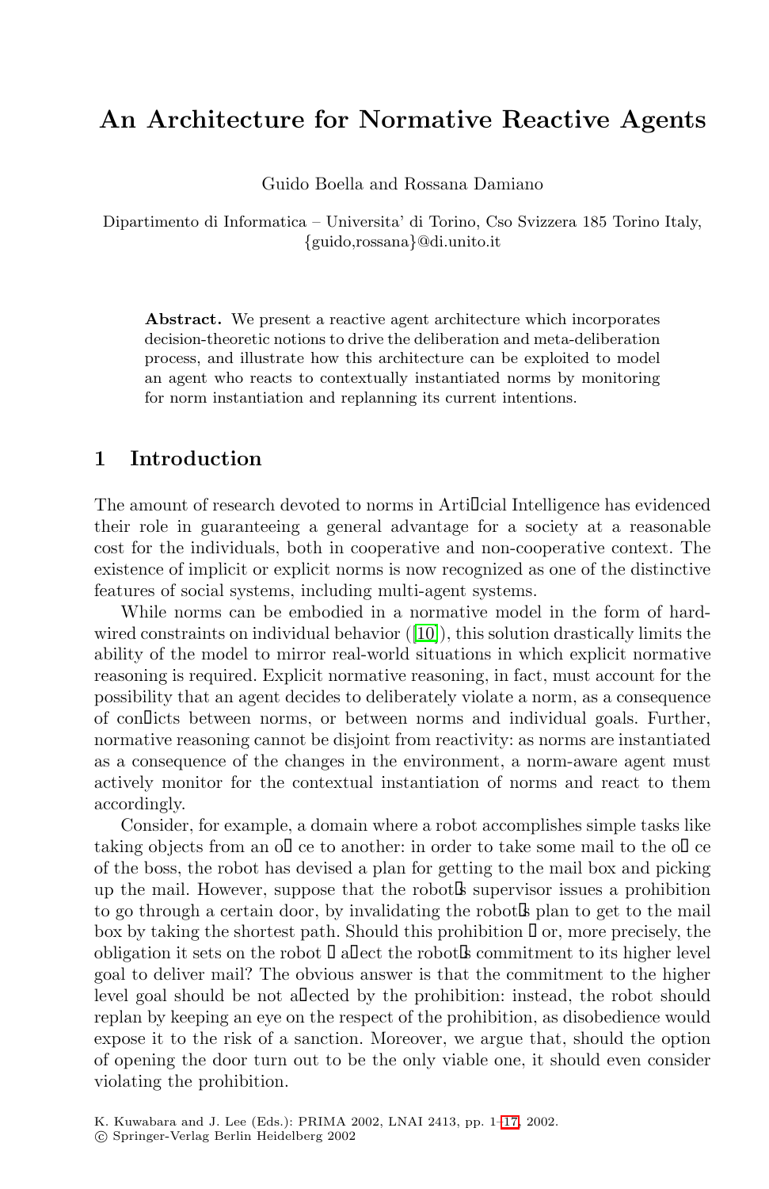# An Architecture for Normative Reactive Agents

Guido Boella and Rossana Damiano

Dipartimento di Informatica – Universita' di Torino, Cso Svizzera 185 Torino Italy, {guido,rossana}@di.unito.it

**Abstract.** We present a reactive agent architecture which incorporates decision-theoretic notions to drive the deliberation and meta-deliberation process, and illustrate how this architecture can be exploited to model an agent who reacts to contextually instantiated norms by monitoring for norm instantiation and replanning its current intentions.

## 1 Introduction

The amount of research devoted to norms in Artificial Intelligence has evidenced their role in guaranteeing a general advantage for a society at a reasonable cost for the individuals, both in cooperative and non-cooperative context. The existence of implicit or explicit norms is now recognized as one of the distinctive features of social systems, including multi-agent systems.

While norms can be embodied in a normative model in the form of hard-wired constraints on individual behavior ([10]), this solution drastically limits the ability of the model to mirror real-world situations in which explicit normative reasoning is required. Explicit normative reasoning, in fact, must account for the possibility that an agent decides to deliberately violate a norm, as a consequence of conflicts between norms, or between norms and individual goals. Further, normative reasoning cannot be disjoint from reactivity: as norms are instantiated as a consequence of the changes in the environment, a norm-aware agent must actively monitor for the contextual instantiation of norms and react to them accordingly.

Consider, for example, a domain where a robot accomplishes simple tasks like taking objects from an office to another: in order to take some mail to the office of the boss, the robot has devised a plan for getting to the mail box and picking up the mail. However, suppose that the robot's supervisor issues a prohibition to go through a certain door, by invalidating the robot's plan to get to the mail box by taking the shortest path. Should this prohibition – or, more precisely, the obligation it sets on the robot – affect the robot's commitment to its higher level goal to deliver mail? The obvious answer is that the commitment to the higher level goal should be not affected by the prohibition: instead, the robot should replan by keeping an eye on the respect of the prohibition, as disobedience would expose it to the risk of a sanction. Moreover, we argue that, should the option of opening the door turn out to be the only viable one, it should even consider violating the prohibition.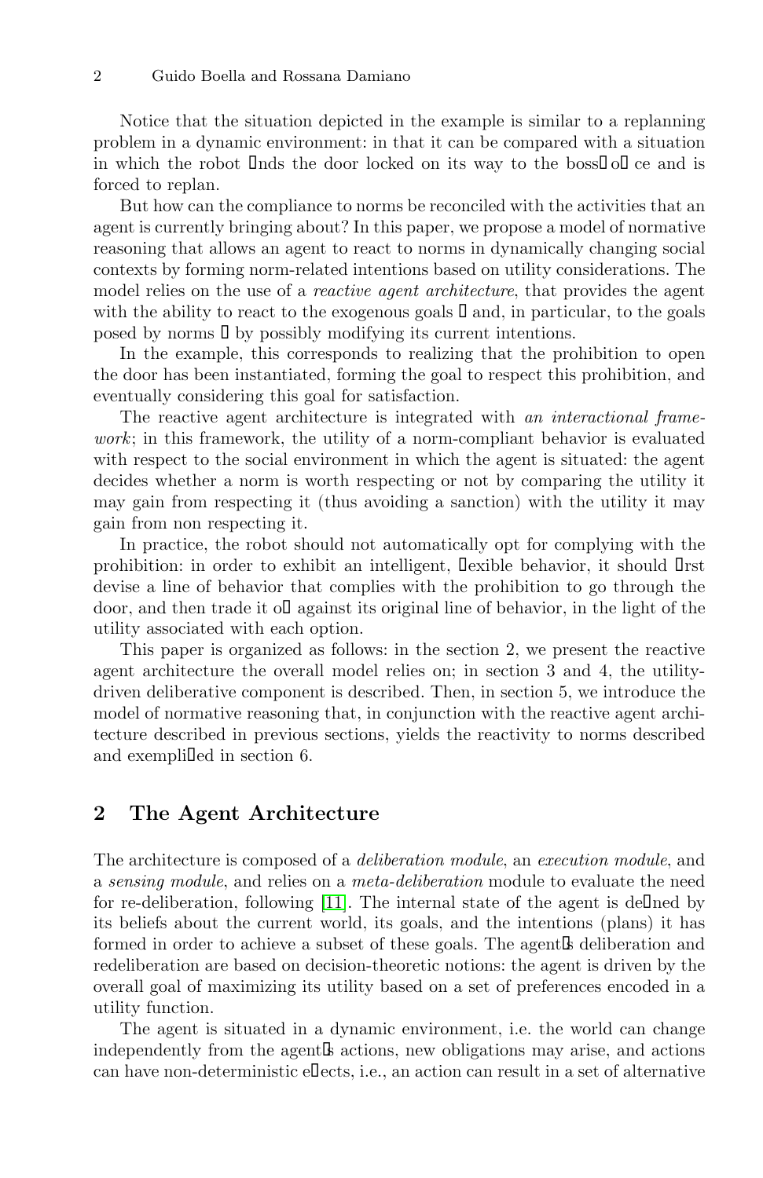Notice that the situation depicted in the example is similar to a replanning problem in a dynamic environment: in that it can be compared with a situation in which the robot finds the door locked on its way to the boss' office and is forced to replan.

But how can the compliance to norms be reconciled with the activities that an agent is currently bringing about? In this paper, we propose a model of normative reasoning that allows an agent to react to norms in dynamically changing social contexts by forming norm-related intentions based on utility considerations. The model relies on the use of a *reactive agent architecture*, that provides the agent with the ability to react to the exogenous goals – and, in particular, to the goals posed by norms – by possibly modifying its current intentions.

In the example, this corresponds to realizing that the prohibition to open the door has been instantiated, forming the goal to respect this prohibition, and eventually considering this goal for satisfaction.

The reactive agent architecture is integrated with *an interactional framework*; in this framework, the utility of a norm-compliant behavior is evaluated with respect to the social environment in which the agent is situated: the agent decides whether a norm is worth respecting or not by comparing the utility it may gain from respecting it (thus avoiding a sanction) with the utility it may gain from non respecting it.

In practice, the robot should not automatically opt for complying with the prohibition: in order to exhibit an intelligent, flexible behavior, it should first devise a line of behavior that complies with the prohibition to go through the door, and then trade it off against its original line of behavior, in the light of the utility associated with each option.

This paper is organized as follows: in the section 2, we present the reactive agent architecture the overall model relies on; in section 3 and 4, the utility-driven deliberative component is described. Then, in section 5, we introduce the model of normative reasoning that, in conjunction with the reactive agent architecture described in previous sections, yields the reactivity to norms described and exemplified in section 6.

## 2 The Agent Architecture

The architecture is composed of a *deliberation module*, an *execution module*, and a *sensing module*, and relies on a *meta-deliberation* module to evaluate the need for re-deliberation, following [11]. The internal state of the agent is defined by its beliefs about the current world, its goals, and the intentions (plans) it has formed in order to achieve a subset of these goals. The agent's deliberation and redeliberation are based on decision-theoretic notions: the agent is driven by the overall goal of maximizing its utility based on a set of preferences encoded in a utility function.

The agent is situated in a dynamic environment, i.e. the world can change independently from the agent's actions, new obligations may arise, and actions can have non-deterministic effects, i.e., an action can result in a set of alternative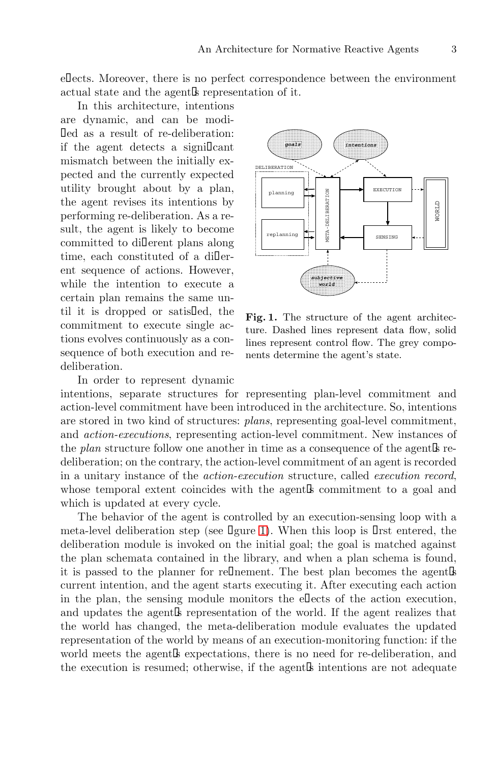effects. Moreover, there is no perfect correspondence between the environment actual state and the agent's representation of it.

In this architecture, intentions are dynamic, and can be modified as a result of re-deliberation: if the agent detects a significant mismatch between the initially expected and the currently expected utility brought about by a plan, the agent revises its intentions by performing re-deliberation. As a result, the agent is likely to become committed to different plans along time, each constituted of a different sequence of actions. However, while the intention to execute a certain plan remains the same until it is dropped or satisfied, the commitment to execute single actions evolves continuously as a consequence of both execution and re-deliberation.

goals
intentions
DELIBERATION
planning
replanning
META-DELIBERATION
EXECUTION
SENSING
WORLD
subjective world

**Fig. 1.** The structure of the agent architecture. Dashed lines represent data flow, solid lines represent control flow. The grey components determine the agent's state.

In order to represent dynamic intentions, separate structures for representing plan-level commitment and action-level commitment have been introduced in the architecture. So, intentions are stored in two kind of structures: *plans*, representing goal-level commitment, and *action-executions*, representing action-level commitment. New instances of the *plan* structure follow one another in time as a consequence of the agent's re-deliberation; on the contrary, the action-level commitment of an agent is recorded in a unitary instance of the *action-execution* structure, called *execution record*, whose temporal extent coincides with the agent's commitment to a goal and which is updated at every cycle.

The behavior of the agent is controlled by an execution-sensing loop with a meta-level deliberation step (see figure 1). When this loop is first entered, the deliberation module is invoked on the initial goal; the goal is matched against the plan schemata contained in the library, and when a plan schema is found, it is passed to the planner for refinement. The best plan becomes the agent's current intention, and the agent starts executing it. After executing each action in the plan, the sensing module monitors the effects of the action execution, and updates the agent's representation of the world. If the agent realizes that the world has changed, the meta-deliberation module evaluates the updated representation of the world by means of an execution-monitoring function: if the world meets the agent's expectations, there is no need for re-deliberation, and the execution is resumed; otherwise, if the agent's intentions are not adequate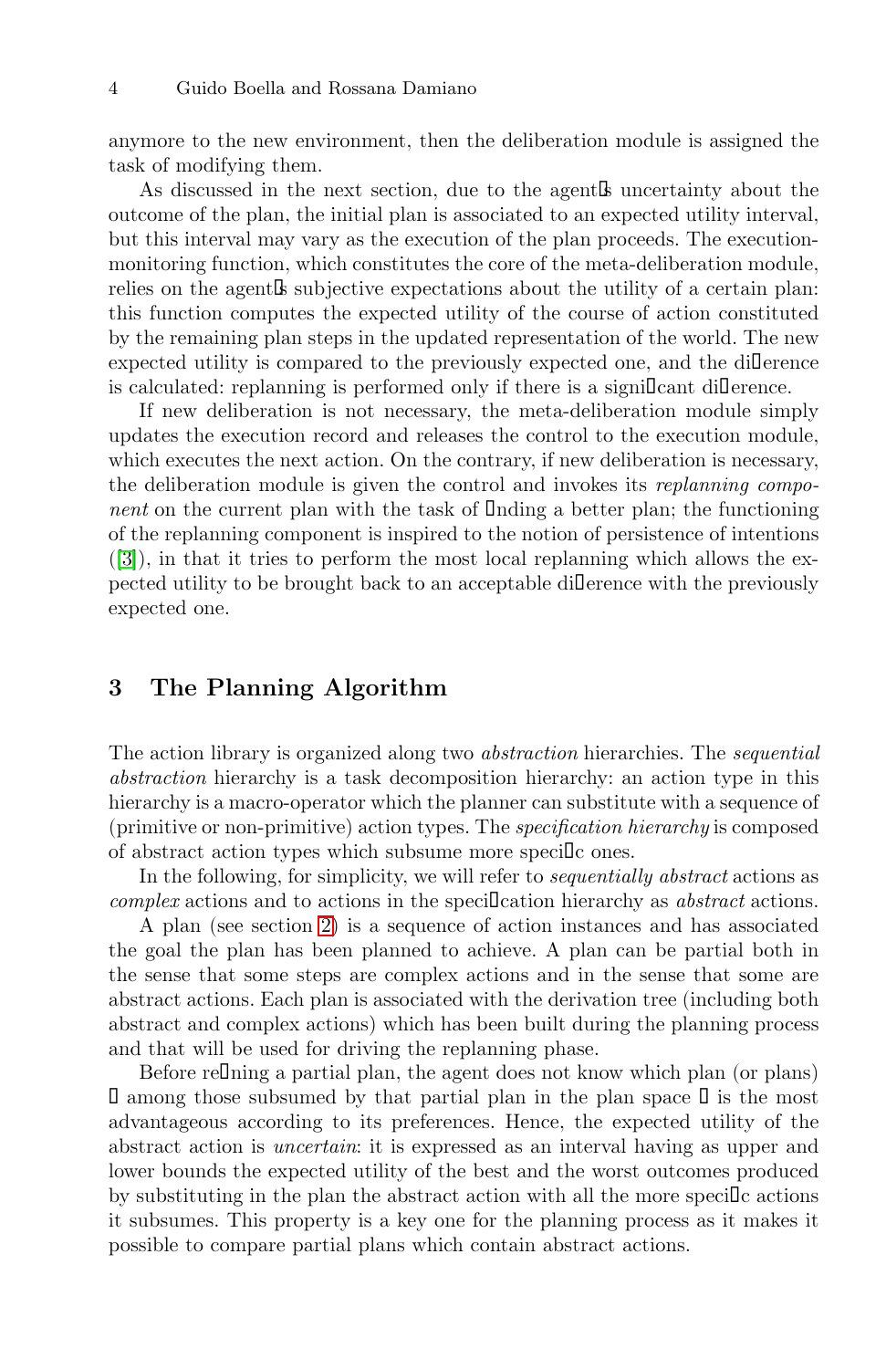anymore to the new environment, then the deliberation module is assigned the task of modifying them.

As discussed in the next section, due to the agent's uncertainty about the outcome of the plan, the initial plan is associated to an expected utility interval, but this interval may vary as the execution of the plan proceeds. The execution-monitoring function, which constitutes the core of the meta-deliberation module, relies on the agent's subjective expectations about the utility of a certain plan: this function computes the expected utility of the course of action constituted by the remaining plan steps in the updated representation of the world. The new expected utility is compared to the previously expected one, and the difference is calculated: replanning is performed only if there is a significant difference.

If new deliberation is not necessary, the meta-deliberation module simply updates the execution record and releases the control to the execution module, which executes the next action. On the contrary, if new deliberation is necessary, the deliberation module is given the control and invokes its *replanning component* on the current plan with the task of finding a better plan; the functioning of the replanning component is inspired to the notion of persistence of intentions ([3]), in that it tries to perform the most local replanning which allows the expected utility to be brought back to an acceptable difference with the previously expected one.

## 3 The Planning Algorithm

The action library is organized along two *abstraction* hierarchies. The *sequential abstraction* hierarchy is a task decomposition hierarchy: an action type in this hierarchy is a macro-operator which the planner can substitute with a sequence of (primitive or non-primitive) action types. The *specification hierarchy* is composed of abstract action types which subsume more specific ones.

In the following, for simplicity, we will refer to *sequentially abstract* actions as *complex* actions and to actions in the specification hierarchy as *abstract* actions.

A plan (see section 2) is a sequence of action instances and has associated the goal the plan has been planned to achieve. A plan can be partial both in the sense that some steps are complex actions and in the sense that some are abstract actions. Each plan is associated with the derivation tree (including both abstract and complex actions) which has been built during the planning process and that will be used for driving the replanning phase.

Before refining a partial plan, the agent does not know which plan (or plans) – among those subsumed by that partial plan in the plan space – is the most advantageous according to its preferences. Hence, the expected utility of the abstract action is *uncertain*: it is expressed as an interval having as upper and lower bounds the expected utility of the best and the worst outcomes produced by substituting in the plan the abstract action with all the more specific actions it subsumes. This property is a key one for the planning process as it makes it possible to compare partial plans which contain abstract actions.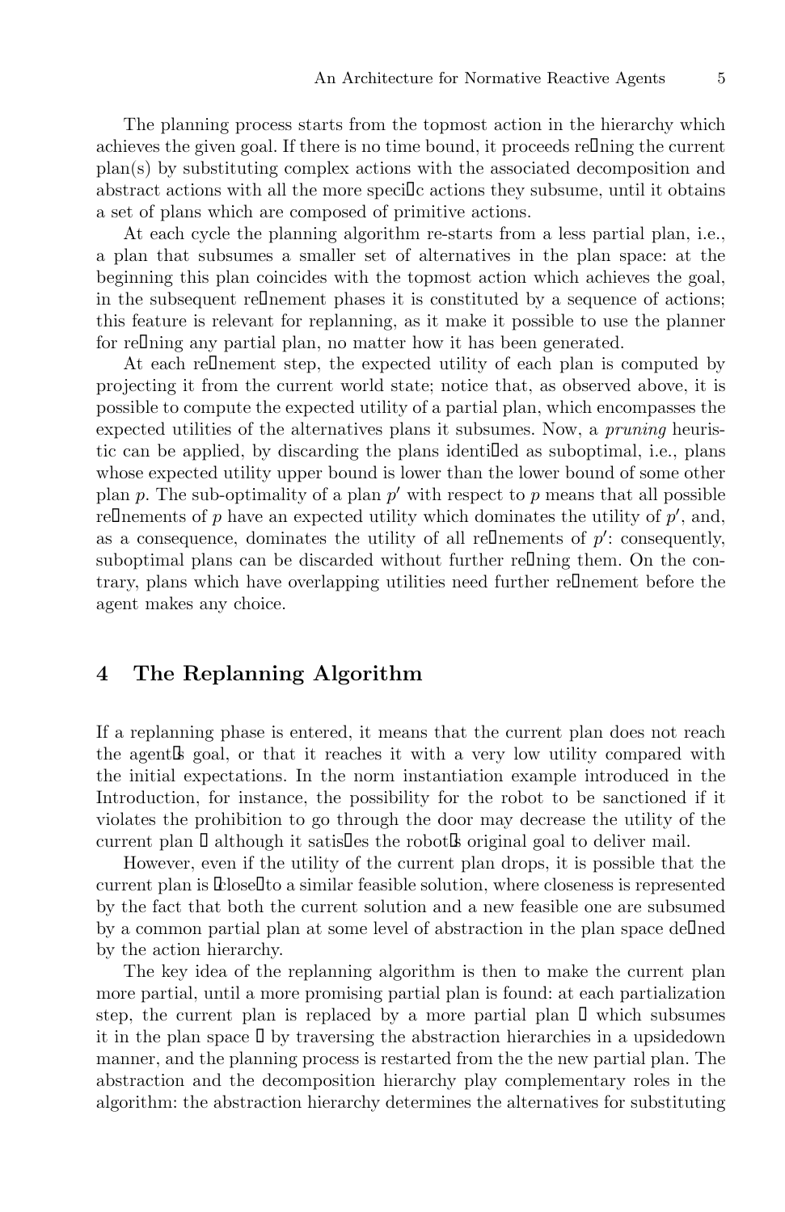The planning process starts from the topmost action in the hierarchy which achieves the given goal. If there is no time bound, it proceeds refining the current plan(s) by substituting complex actions with the associated decomposition and abstract actions with all the more specific actions they subsume, until it obtains a set of plans which are composed of primitive actions.

At each cycle the planning algorithm re-starts from a less partial plan, i.e., a plan that subsumes a smaller set of alternatives in the plan space: at the beginning this plan coincides with the topmost action which achieves the goal, in the subsequent refinement phases it is constituted by a sequence of actions; this feature is relevant for replanning, as it make it possible to use the planner for refining any partial plan, no matter how it has been generated.

At each refinement step, the expected utility of each plan is computed by projecting it from the current world state; notice that, as observed above, it is possible to compute the expected utility of a partial plan, which encompasses the expected utilities of the alternatives plans it subsumes. Now, a *pruning* heuristic can be applied, by discarding the plans identified as suboptimal, i.e., plans whose expected utility upper bound is lower than the lower bound of some other plan $p$. The sub-optimality of a plan $p'$ with respect to $p$ means that all possible refinements of $p$ have an expected utility which dominates the utility of $p'$, and, as a consequence, dominates the utility of all refinements of $p'$: consequently, suboptimal plans can be discarded without further refining them. On the contrary, plans which have overlapping utilities need further refinement before the agent makes any choice.

## 4 The Replanning Algorithm

If a replanning phase is entered, it means that the current plan does not reach the agent's goal, or that it reaches it with a very low utility compared with the initial expectations. In the norm instantiation example introduced in the Introduction, for instance, the possibility for the robot to be sanctioned if it violates the prohibition to go through the door may decrease the utility of the current plan – although it satisfies the robot's original goal to deliver mail.

However, even if the utility of the current plan drops, it is possible that the current plan is "close" to a similar feasible solution, where closeness is represented by the fact that both the current solution and a new feasible one are subsumed by a common partial plan at some level of abstraction in the plan space defined by the action hierarchy.

The key idea of the replanning algorithm is then to make the current plan more partial, until a more promising partial plan is found: at each partialization step, the current plan is replaced by a more partial plan – which subsumes it in the plan space – by traversing the abstraction hierarchies in a upsidedown manner, and the planning process is restarted from the the new partial plan. The abstraction and the decomposition hierarchy play complementary roles in the algorithm: the abstraction hierarchy determines the alternatives for substituting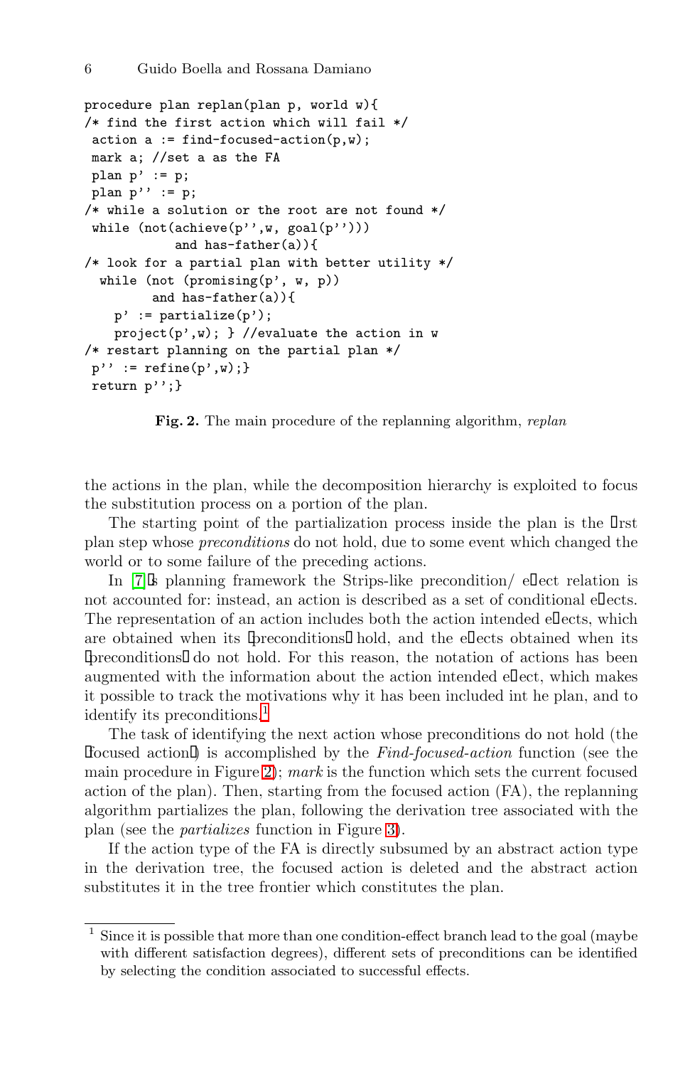```
procedure plan replan(plan p, world w){
/* find the first action which will fail */
 action a := find-focused-action(p,w);
 mark a; //set a as the FA
 plan p' := p;
 plan p'' := p;
/* while a solution or the root are not found */
 while (not(achieve(p'',w, goal(p'')))
            and has-father(a)){
/* look for a partial plan with better utility */
  while (not (promising(p', w, p))
         and has-father(a)){
    p' := partialize(p');
    project(p',w); } //evaluate the action in w
/* restart planning on the partial plan */
 p'' := refine(p',w);}
 return p'';}
```

**Fig. 2.** The main procedure of the replanning algorithm, *replan*

the actions in the plan, while the decomposition hierarchy is exploited to focus the substitution process on a portion of the plan.

The starting point of the partialization process inside the plan is the first plan step whose *preconditions* do not hold, due to some event which changed the world or to some failure of the preceding actions.

In [7]'s planning framework the Strips-like precondition/ effect relation is not accounted for: instead, an action is described as a set of conditional effects. The representation of an action includes both the action intended effects, which are obtained when its "preconditions" hold, and the effects obtained when its "preconditions" do not hold. For this reason, the notation of actions has been augmented with the information about the action intended effect, which makes it possible to track the motivations why it has been included int he plan, and to identify its preconditions.[1]

The task of identifying the next action whose preconditions do not hold (the "focused action") is accomplished by the *Find-focused-action* function (see the main procedure in Figure 2); *mark* is the function which sets the current focused action of the plan). Then, starting from the focused action (FA), the replanning algorithm partializes the plan, following the derivation tree associated with the plan (see the *partializes* function in Figure 3).

If the action type of the FA is directly subsumed by an abstract action type in the derivation tree, the focused action is deleted and the abstract action substitutes it in the tree frontier which constitutes the plan.

[1] Since it is possible that more than one condition-effect branch lead to the goal (maybe with different satisfaction degrees), different sets of preconditions can be identified by selecting the condition associated to successful effects.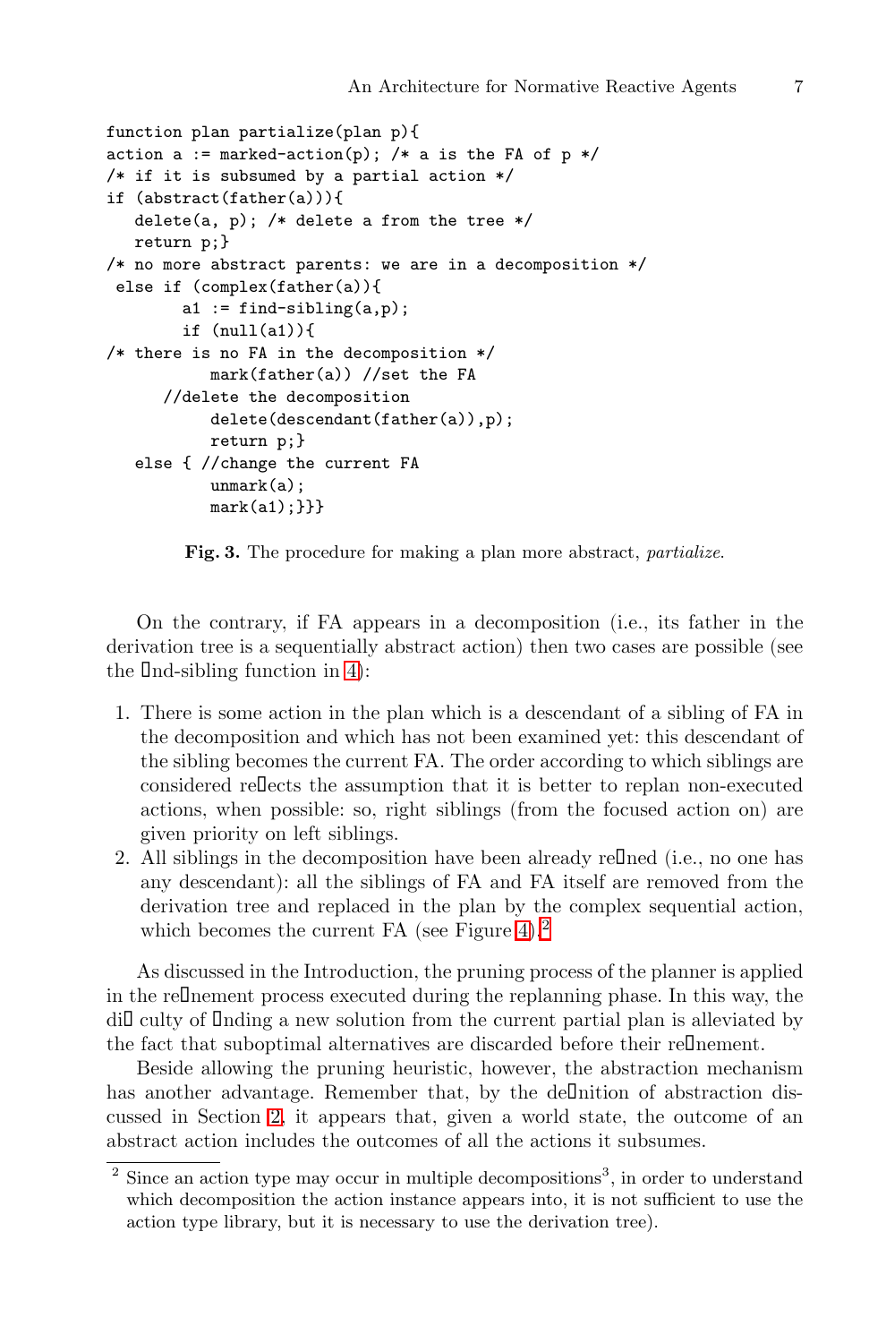```
function plan partialize(plan p){
action a := marked-action(p); /* a is the FA of p */
/* if it is subsumed by a partial action */
if (abstract(father(a))){
   delete(a, p); /* delete a from the tree */
   return p;}
/* no more abstract parents: we are in a decomposition */
 else if (complex(father(a)){
        a1 := find-sibling(a,p);
        if (null(a1)){
/* there is no FA in the decomposition */
           mark(father(a)) //set the FA
      //delete the decomposition
           delete(descendant(father(a)),p);
           return p;}
   else { //change the current FA
           unmark(a);
           mark(a1);}}}
```

**Fig. 3.** The procedure for making a plan more abstract, *partialize*.

On the contrary, if FA appears in a decomposition (i.e., its father in the derivation tree is a sequentially abstract action) then two cases are possible (see the find-sibling function in 4):

1. There is some action in the plan which is a descendant of a sibling of FA in the decomposition and which has not been examined yet: this descendant of the sibling becomes the current FA. The order according to which siblings are considered reflects the assumption that it is better to replan non-executed actions, when possible: so, right siblings (from the focused action on) are given priority on left siblings.
2. All siblings in the decomposition have been already refined (i.e., no one has any descendant): all the siblings of FA and FA itself are removed from the derivation tree and replaced in the plan by the complex sequential action, which becomes the current FA (see Figure 4).[2]

As discussed in the Introduction, the pruning process of the planner is applied in the refinement process executed during the replanning phase. In this way, the difficulty of finding a new solution from the current partial plan is alleviated by the fact that suboptimal alternatives are discarded before their refinement.

Beside allowing the pruning heuristic, however, the abstraction mechanism has another advantage. Remember that, by the definition of abstraction discussed in Section 2, it appears that, given a world state, the outcome of an abstract action includes the outcomes of all the actions it subsumes.

---

[2] Since an action type may occur in multiple decompositions[3], in order to understand which decomposition the action instance appears into, it is not sufficient to use the action type library, but it is necessary to use the derivation tree).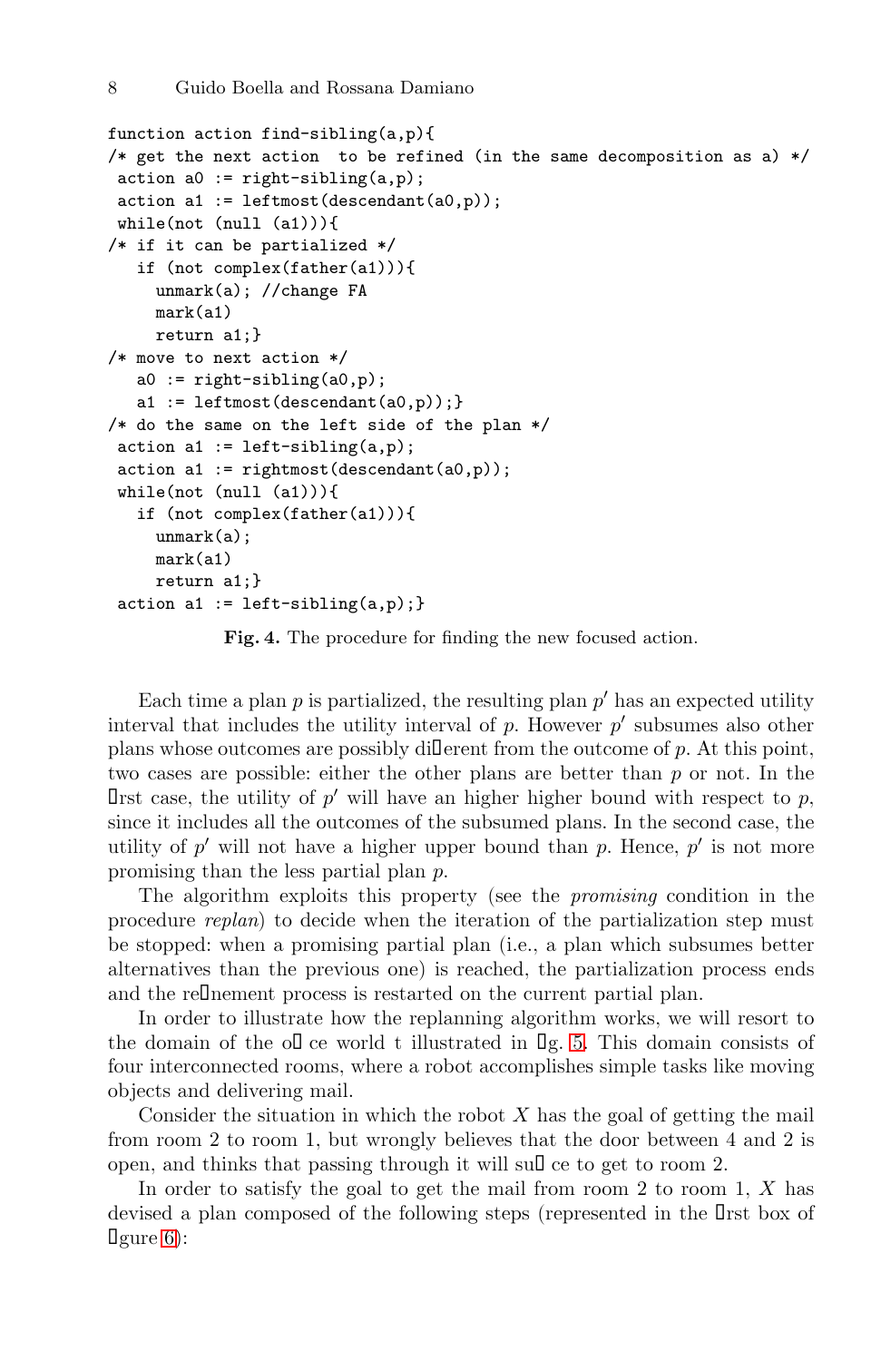```
function action find-sibling(a,p){
/* get the next action  to be refined (in the same decomposition as a) */
 action a0 := right-sibling(a,p);
 action a1 := leftmost(descendant(a0,p));
 while(not (null (a1))){
/* if it can be partialized */
   if (not complex(father(a1))){
     unmark(a); //change FA
     mark(a1)
     return a1;}
/* move to next action */
   a0 := right-sibling(a0,p);
   a1 := leftmost(descendant(a0,p));}
/* do the same on the left side of the plan */
 action a1 := left-sibling(a,p);
 action a1 := rightmost(descendant(a0,p));
 while(not (null (a1))){
   if (not complex(father(a1))){
     unmark(a);
     mark(a1)
     return a1;}
 action a1 := left-sibling(a,p);}
```

**Fig. 4.** The procedure for finding the new focused action.

Each time a plan $p$ is partialized, the resulting plan $p'$ has an expected utility interval that includes the utility interval of $p$. However $p'$ subsumes also other plans whose outcomes are possibly different from the outcome of $p$. At this point, two cases are possible: either the other plans are better than $p$ or not. In the first case, the utility of $p'$ will have an higher higher bound with respect to $p$, since it includes all the outcomes of the subsumed plans. In the second case, the utility of $p'$ will not have a higher upper bound than $p$. Hence, $p'$ is not more promising than the less partial plan $p$.

The algorithm exploits this property (see the *promising* condition in the procedure *replan*) to decide when the iteration of the partialization step must be stopped: when a promising partial plan (i.e., a plan which subsumes better alternatives than the previous one) is reached, the partialization process ends and the refinement process is restarted on the current partial plan.

In order to illustrate how the replanning algorithm works, we will resort to the domain of the office world t illustrated in fig. 5. This domain consists of four interconnected rooms, where a robot accomplishes simple tasks like moving objects and delivering mail.

Consider the situation in which the robot $X$ has the goal of getting the mail from room 2 to room 1, but wrongly believes that the door between 4 and 2 is open, and thinks that passing through it will suffice to get to room 2.

In order to satisfy the goal to get the mail from room 2 to room 1, $X$ has devised a plan composed of the following steps (represented in the first box of figure 6):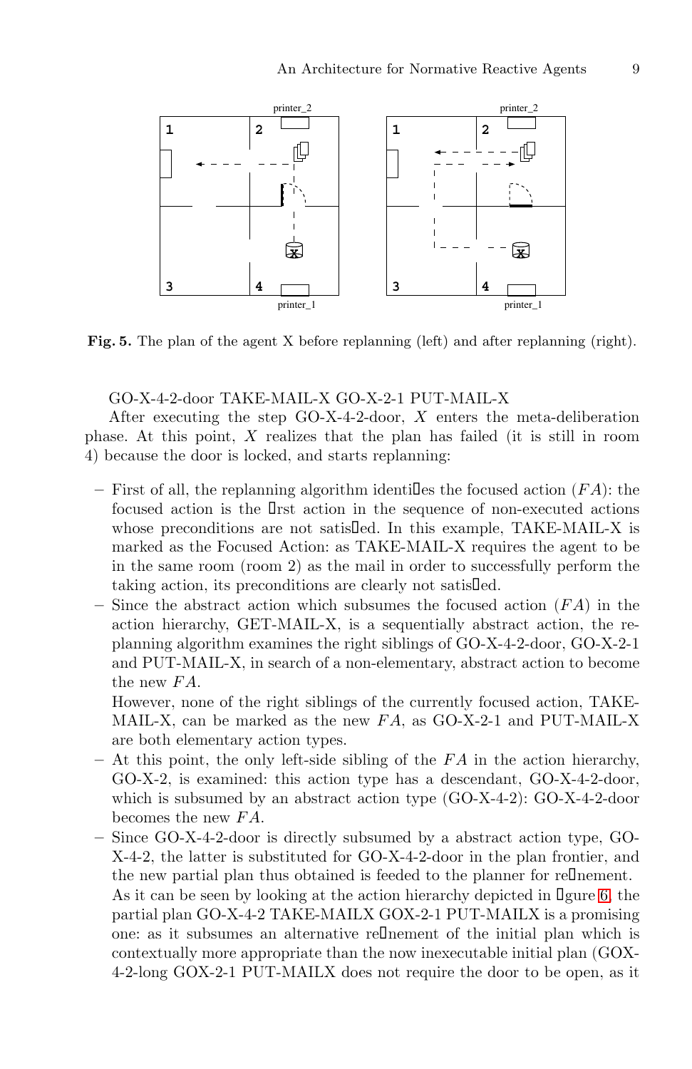**Fig. 5.** The plan of the agent X before replanning (left) and after replanning (right).

GO-X-4-2-door TAKE-MAIL-X GO-X-2-1 PUT-MAIL-X

After executing the step GO-X-4-2-door, $X$ enters the meta-deliberation phase. At this point, $X$ realizes that the plan has failed (it is still in room 4) because the door is locked, and starts replanning:

- First of all, the replanning algorithm identifies the focused action ($FA$): the focused action is the first action in the sequence of non-executed actions whose preconditions are not satisfied. In this example, TAKE-MAIL-X is marked as the Focused Action: as TAKE-MAIL-X requires the agent to be in the same room (room 2) as the mail in order to successfully perform the taking action, its preconditions are clearly not satisfied.
- Since the abstract action which subsumes the focused action ($FA$) in the action hierarchy, GET-MAIL-X, is a sequentially abstract action, the replanning algorithm examines the right siblings of GO-X-4-2-door, GO-X-2-1 and PUT-MAIL-X, in search of a non-elementary, abstract action to become the new $FA$.
  However, none of the right siblings of the currently focused action, TAKE-MAIL-X, can be marked as the new $FA$, as GO-X-2-1 and PUT-MAIL-X are both elementary action types.
- At this point, the only left-side sibling of the $FA$ in the action hierarchy, GO-X-2, is examined: this action type has a descendant, GO-X-4-2-door, which is subsumed by an abstract action type (GO-X-4-2): GO-X-4-2-door becomes the new $FA$.
- Since GO-X-4-2-door is directly subsumed by a abstract action type, GO-X-4-2, the latter is substituted for GO-X-4-2-door in the plan frontier, and the new partial plan thus obtained is feeded to the planner for refinement.
  As it can be seen by looking at the action hierarchy depicted in figure 6, the partial plan GO-X-4-2 TAKE-MAILX GOX-2-1 PUT-MAILX is a promising one: as it subsumes an alternative refinement of the initial plan which is contextually more appropriate than the now inexecutable initial plan (GOX-4-2-long GOX-2-1 PUT-MAILX does not require the door to be open, as it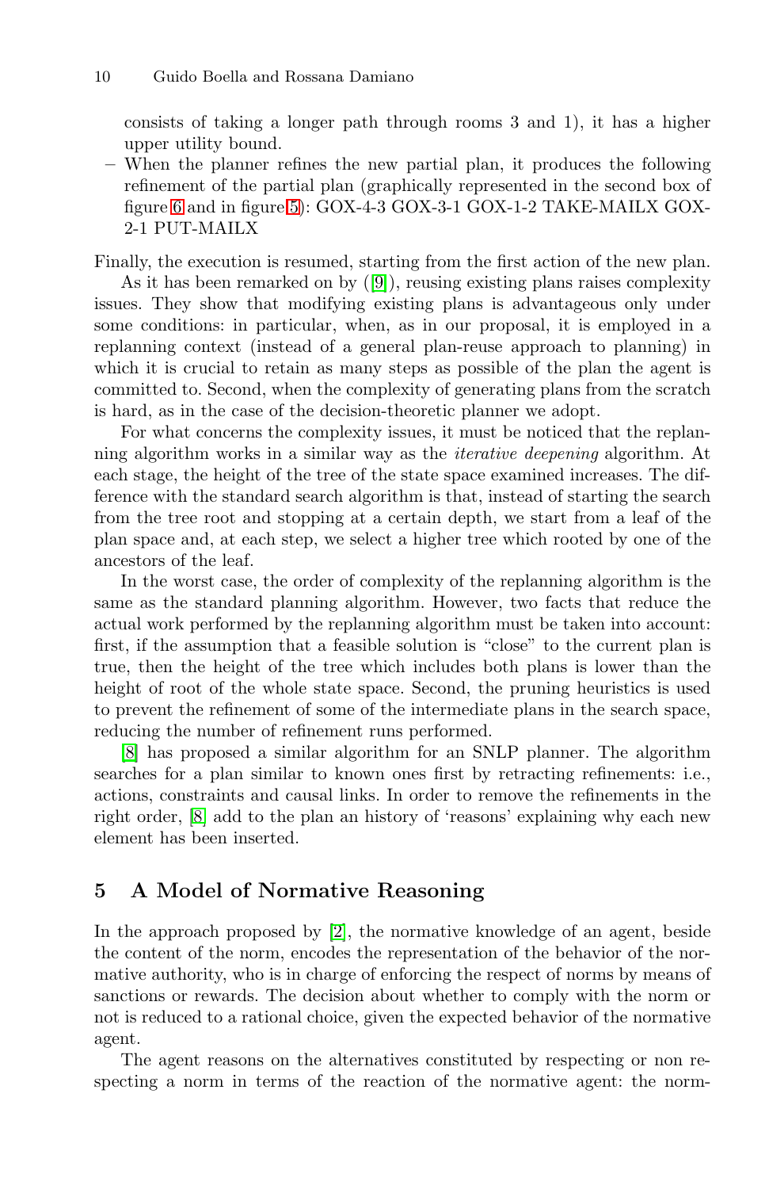consists of taking a longer path through rooms 3 and 1), it has a higher upper utility bound.

- When the planner refines the new partial plan, it produces the following refinement of the partial plan (graphically represented in the second box of figure 6 and in figure 5): GOX-4-3 GOX-3-1 GOX-1-2 TAKE-MAILX GOX-2-1 PUT-MAILX

Finally, the execution is resumed, starting from the first action of the new plan.

As it has been remarked on by ([9]), reusing existing plans raises complexity issues. They show that modifying existing plans is advantageous only under some conditions: in particular, when, as in our proposal, it is employed in a replanning context (instead of a general plan-reuse approach to planning) in which it is crucial to retain as many steps as possible of the plan the agent is committed to. Second, when the complexity of generating plans from the scratch is hard, as in the case of the decision-theoretic planner we adopt.

For what concerns the complexity issues, it must be noticed that the replanning algorithm works in a similar way as the *iterative deepening* algorithm. At each stage, the height of the tree of the state space examined increases. The difference with the standard search algorithm is that, instead of starting the search from the tree root and stopping at a certain depth, we start from a leaf of the plan space and, at each step, we select a higher tree which rooted by one of the ancestors of the leaf.

In the worst case, the order of complexity of the replanning algorithm is the same as the standard planning algorithm. However, two facts that reduce the actual work performed by the replanning algorithm must be taken into account: first, if the assumption that a feasible solution is "close" to the current plan is true, then the height of the tree which includes both plans is lower than the height of root of the whole state space. Second, the pruning heuristics is used to prevent the refinement of some of the intermediate plans in the search space, reducing the number of refinement runs performed.

[8] has proposed a similar algorithm for an SNLP planner. The algorithm searches for a plan similar to known ones first by retracting refinements: i.e., actions, constraints and causal links. In order to remove the refinements in the right order, [8] add to the plan an history of 'reasons' explaining why each new element has been inserted.

## 5 A Model of Normative Reasoning

In the approach proposed by [2], the normative knowledge of an agent, beside the content of the norm, encodes the representation of the behavior of the normative authority, who is in charge of enforcing the respect of norms by means of sanctions or rewards. The decision about whether to comply with the norm or not is reduced to a rational choice, given the expected behavior of the normative agent.

The agent reasons on the alternatives constituted by respecting or non respecting a norm in terms of the reaction of the normative agent: the norm-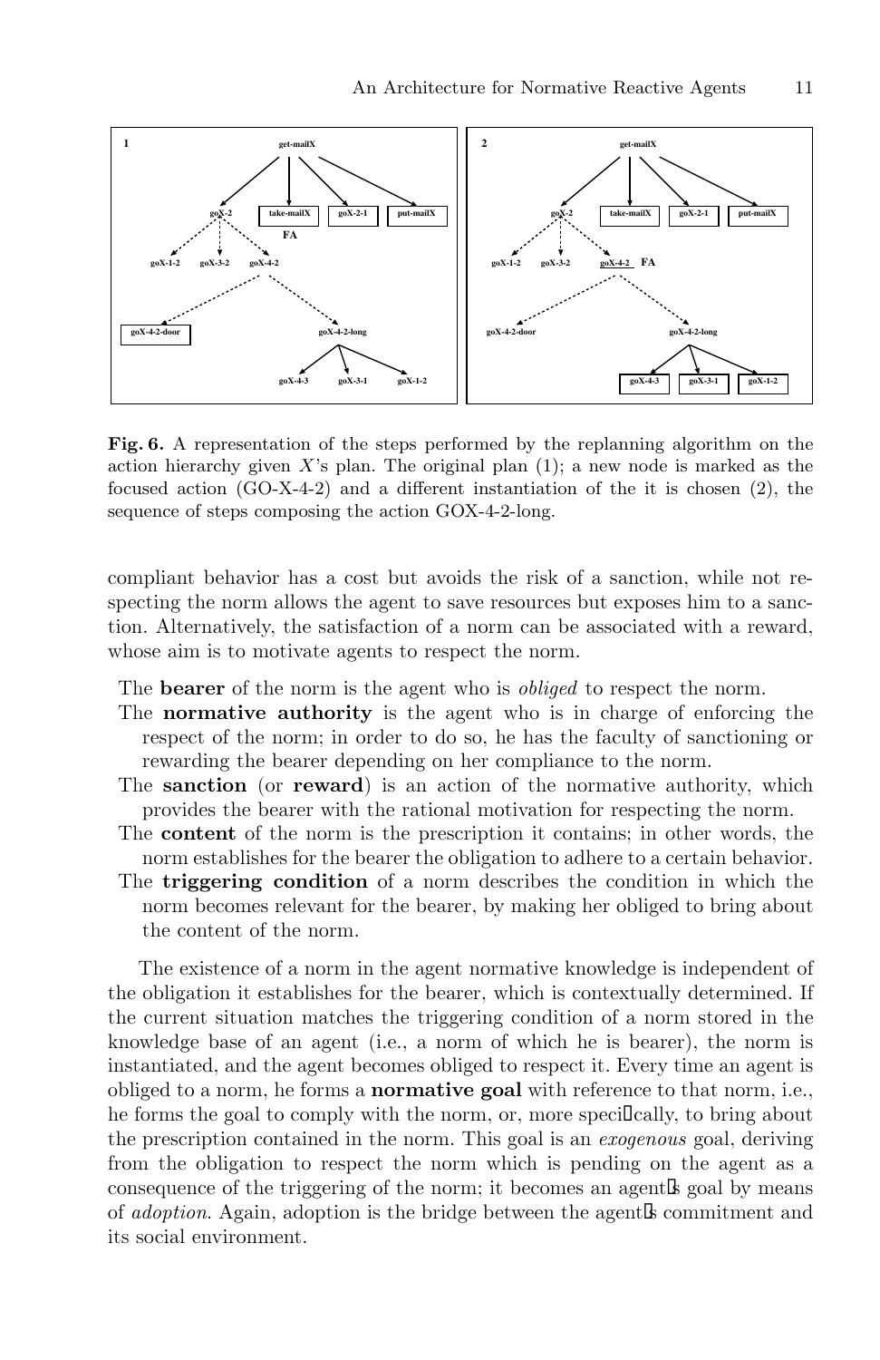1

get-mailX

goX-2
take-mailX
goX-2-1
put-mailX

FA

goX-1-2
goX-3-2
goX-4-2

goX-4-2-door
goX-4-2-long

goX-4-3
goX-3-1
goX-1-2

2

get-mailX

goX-2
take-mailX
goX-2-1
put-mailX

goX-1-2
goX-3-2
goX-4-2
FA

goX-4-2-door
goX-4-2-long

goX-4-3
goX-3-1
goX-1-2

**Fig. 6.** A representation of the steps performed by the replanning algorithm on the action hierarchy given $X$'s plan. The original plan (1); a new node is marked as the focused action (GO-X-4-2) and a different instantiation of the it is chosen (2), the sequence of steps composing the action GOX-4-2-long.

compliant behavior has a cost but avoids the risk of a sanction, while not respecting the norm allows the agent to save resources but exposes him to a sanction. Alternatively, the satisfaction of a norm can be associated with a reward, whose aim is to motivate agents to respect the norm.

- The **bearer** of the norm is the agent who is *obliged* to respect the norm.
- The **normative authority** is the agent who is in charge of enforcing the respect of the norm; in order to do so, he has the faculty of sanctioning or rewarding the bearer depending on her compliance to the norm.
- The **sanction** (or **reward**) is an action of the normative authority, which provides the bearer with the rational motivation for respecting the norm.
- The **content** of the norm is the prescription it contains; in other words, the norm establishes for the bearer the obligation to adhere to a certain behavior.
- The **triggering condition** of a norm describes the condition in which the norm becomes relevant for the bearer, by making her obliged to bring about the content of the norm.

The existence of a norm in the agent normative knowledge is independent of the obligation it establishes for the bearer, which is contextually determined. If the current situation matches the triggering condition of a norm stored in the knowledge base of an agent (i.e., a norm of which he is bearer), the norm is instantiated, and the agent becomes obliged to respect it. Every time an agent is obliged to a norm, he forms a **normative goal** with reference to that norm, i.e., he forms the goal to comply with the norm, or, more specifically, to bring about the prescription contained in the norm. This goal is an *exogenous* goal, deriving from the obligation to respect the norm which is pending on the agent as a consequence of the triggering of the norm; it becomes an agent's goal by means of *adoption*. Again, adoption is the bridge between the agent's commitment and its social environment.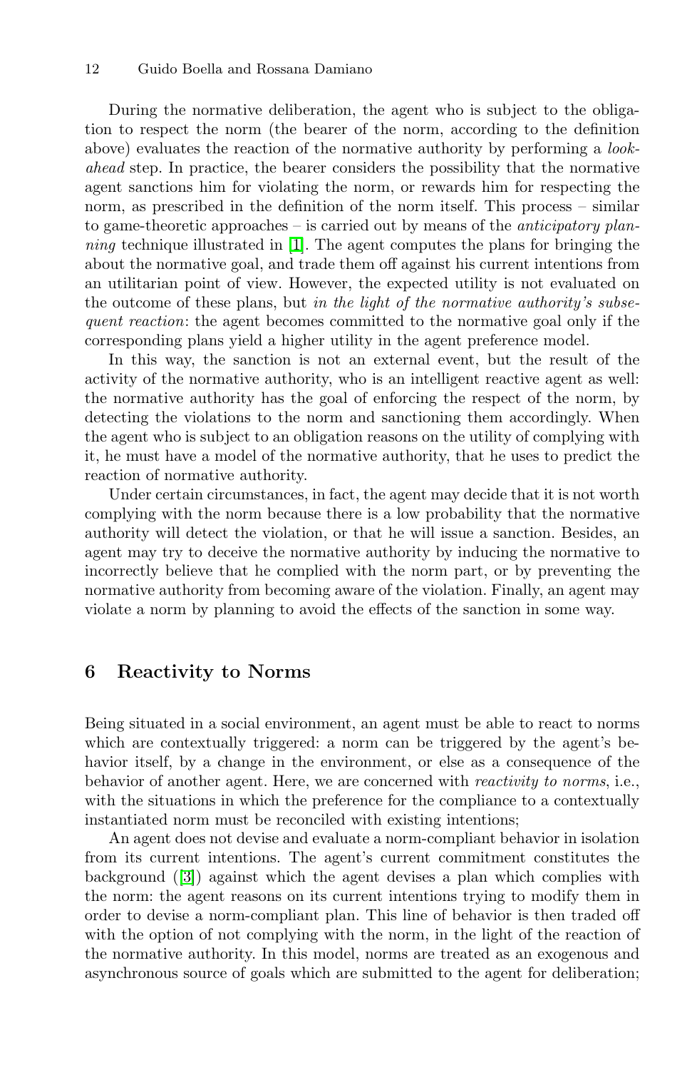During the normative deliberation, the agent who is subject to the obligation to respect the norm (the bearer of the norm, according to the definition above) evaluates the reaction of the normative authority by performing a *look-ahead* step. In practice, the bearer considers the possibility that the normative agent sanctions him for violating the norm, or rewards him for respecting the norm, as prescribed in the definition of the norm itself. This process – similar to game-theoretic approaches – is carried out by means of the *anticipatory planning* technique illustrated in [1]. The agent computes the plans for bringing the about the normative goal, and trade them off against his current intentions from an utilitarian point of view. However, the expected utility is not evaluated on the outcome of these plans, but *in the light of the normative authority's subsequent reaction*: the agent becomes committed to the normative goal only if the corresponding plans yield a higher utility in the agent preference model.

In this way, the sanction is not an external event, but the result of the activity of the normative authority, who is an intelligent reactive agent as well: the normative authority has the goal of enforcing the respect of the norm, by detecting the violations to the norm and sanctioning them accordingly. When the agent who is subject to an obligation reasons on the utility of complying with it, he must have a model of the normative authority, that he uses to predict the reaction of normative authority.

Under certain circumstances, in fact, the agent may decide that it is not worth complying with the norm because there is a low probability that the normative authority will detect the violation, or that he will issue a sanction. Besides, an agent may try to deceive the normative authority by inducing the normative to incorrectly believe that he complied with the norm part, or by preventing the normative authority from becoming aware of the violation. Finally, an agent may violate a norm by planning to avoid the effects of the sanction in some way.

## 6 Reactivity to Norms

Being situated in a social environment, an agent must be able to react to norms which are contextually triggered: a norm can be triggered by the agent's behavior itself, by a change in the environment, or else as a consequence of the behavior of another agent. Here, we are concerned with *reactivity to norms*, i.e., with the situations in which the preference for the compliance to a contextually instantiated norm must be reconciled with existing intentions;

An agent does not devise and evaluate a norm-compliant behavior in isolation from its current intentions. The agent's current commitment constitutes the background ([3]) against which the agent devises a plan which complies with the norm: the agent reasons on its current intentions trying to modify them in order to devise a norm-compliant plan. This line of behavior is then traded off with the option of not complying with the norm, in the light of the reaction of the normative authority. In this model, norms are treated as an exogenous and asynchronous source of goals which are submitted to the agent for deliberation;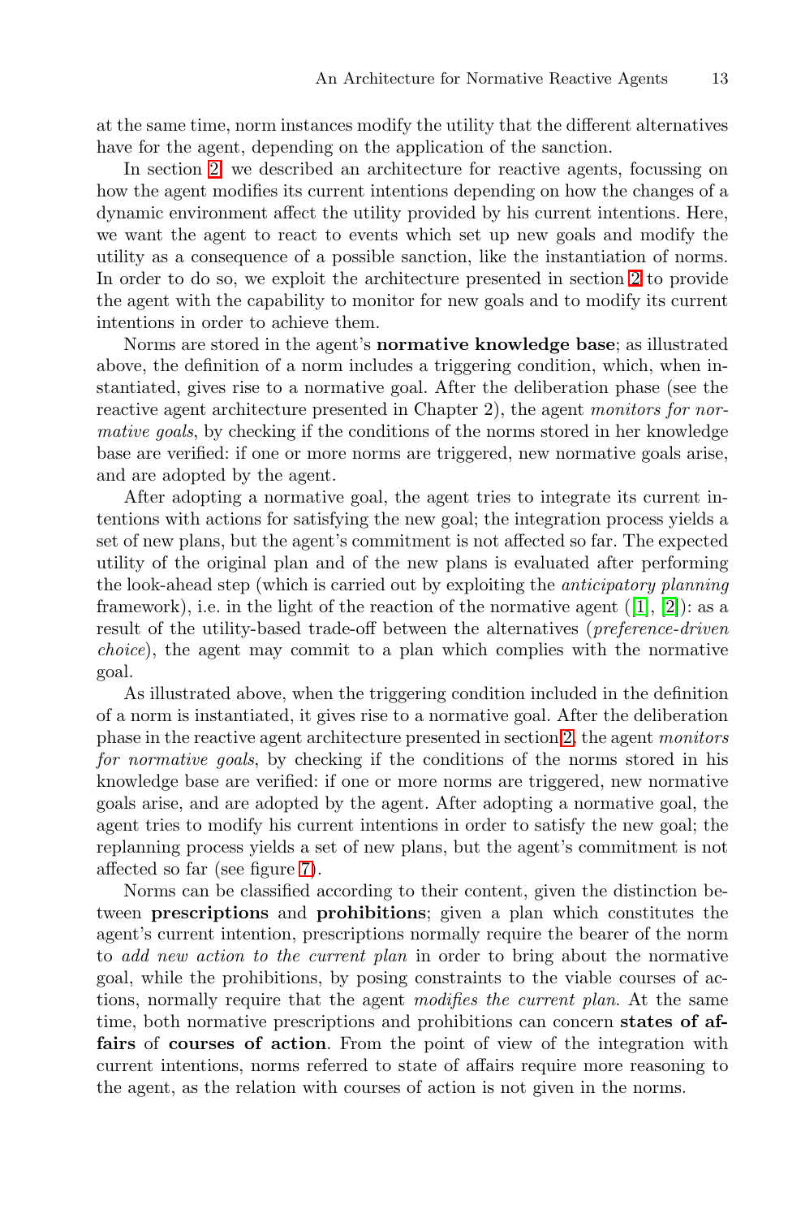at the same time, norm instances modify the utility that the different alternatives have for the agent, depending on the application of the sanction.

In section 2, we described an architecture for reactive agents, focussing on how the agent modifies its current intentions depending on how the changes of a dynamic environment affect the utility provided by his current intentions. Here, we want the agent to react to events which set up new goals and modify the utility as a consequence of a possible sanction, like the instantiation of norms. In order to do so, we exploit the architecture presented in section 2 to provide the agent with the capability to monitor for new goals and to modify its current intentions in order to achieve them.

Norms are stored in the agent's **normative knowledge base**; as illustrated above, the definition of a norm includes a triggering condition, which, when instantiated, gives rise to a normative goal. After the deliberation phase (see the reactive agent architecture presented in Chapter 2), the agent *monitors for normative goals*, by checking if the conditions of the norms stored in her knowledge base are verified: if one or more norms are triggered, new normative goals arise, and are adopted by the agent.

After adopting a normative goal, the agent tries to integrate its current intentions with actions for satisfying the new goal; the integration process yields a set of new plans, but the agent's commitment is not affected so far. The expected utility of the original plan and of the new plans is evaluated after performing the look-ahead step (which is carried out by exploiting the *anticipatory planning* framework), i.e. in the light of the reaction of the normative agent ([1], [2]): as a result of the utility-based trade-off between the alternatives (*preference-driven choice*), the agent may commit to a plan which complies with the normative goal.

As illustrated above, when the triggering condition included in the definition of a norm is instantiated, it gives rise to a normative goal. After the deliberation phase in the reactive agent architecture presented in section 2, the agent *monitors for normative goals*, by checking if the conditions of the norms stored in his knowledge base are verified: if one or more norms are triggered, new normative goals arise, and are adopted by the agent. After adopting a normative goal, the agent tries to modify his current intentions in order to satisfy the new goal; the replanning process yields a set of new plans, but the agent's commitment is not affected so far (see figure 7).

Norms can be classified according to their content, given the distinction between **prescriptions** and **prohibitions**; given a plan which constitutes the agent's current intention, prescriptions normally require the bearer of the norm to *add new action to the current plan* in order to bring about the normative goal, while the prohibitions, by posing constraints to the viable courses of actions, normally require that the agent *modifies the current plan*. At the same time, both normative prescriptions and prohibitions can concern **states of affairs** of **courses of action**. From the point of view of the integration with current intentions, norms referred to state of affairs require more reasoning to the agent, as the relation with courses of action is not given in the norms.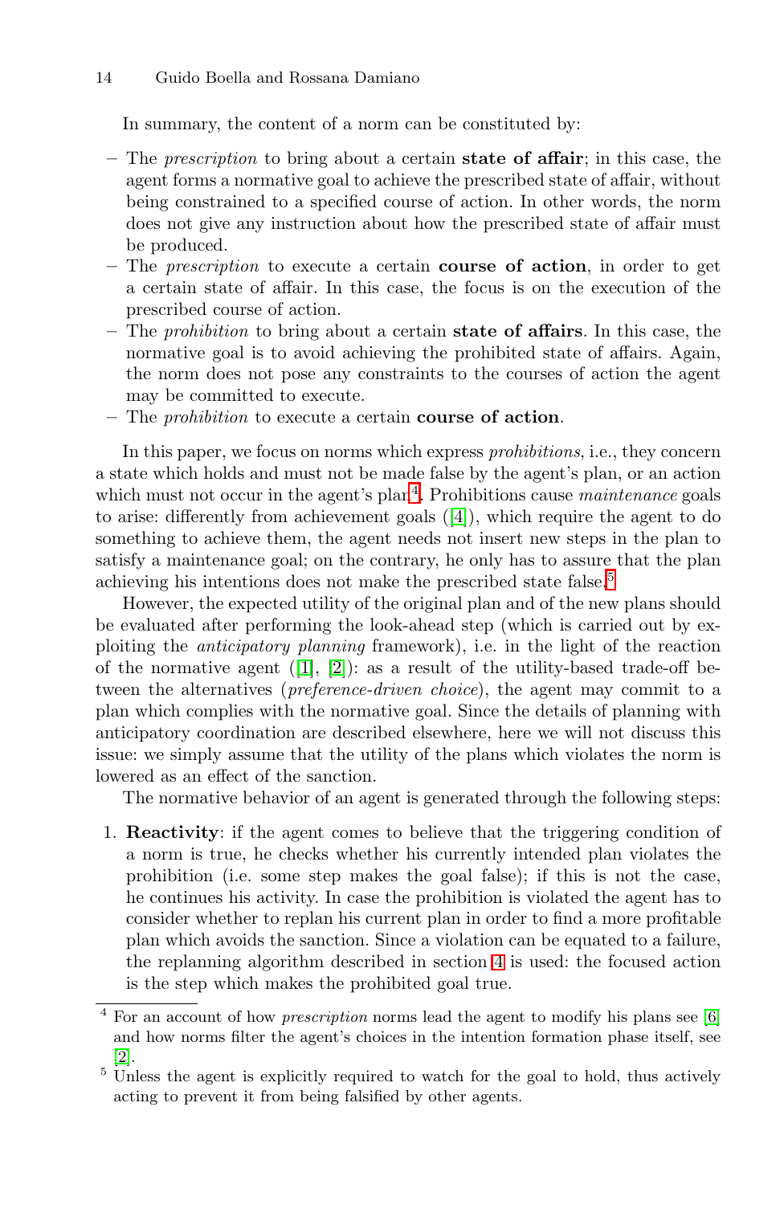In summary, the content of a norm can be constituted by:

- The *prescription* to bring about a certain **state of affair**; in this case, the agent forms a normative goal to achieve the prescribed state of affair, without being constrained to a specified course of action. In other words, the norm does not give any instruction about how the prescribed state of affair must be produced.
- The *prescription* to execute a certain **course of action**, in order to get a certain state of affair. In this case, the focus is on the execution of the prescribed course of action.
- The *prohibition* to bring about a certain **state of affairs**. In this case, the normative goal is to avoid achieving the prohibited state of affairs. Again, the norm does not pose any constraints to the courses of action the agent may be committed to execute.
- The *prohibition* to execute a certain **course of action**.

In this paper, we focus on norms which express *prohibitions*, i.e., they concern a state which holds and must not be made false by the agent's plan, or an action which must not occur in the agent's plan[4]. Prohibitions cause *maintenance* goals to arise: differently from achievement goals ([4]), which require the agent to do something to achieve them, the agent needs not insert new steps in the plan to satisfy a maintenance goal; on the contrary, he only has to assure that the plan achieving his intentions does not make the prescribed state false.[5]

However, the expected utility of the original plan and of the new plans should be evaluated after performing the look-ahead step (which is carried out by exploiting the *anticipatory planning* framework), i.e. in the light of the reaction of the normative agent ([1], [2]): as a result of the utility-based trade-off between the alternatives (*preference-driven choice*), the agent may commit to a plan which complies with the normative goal. Since the details of planning with anticipatory coordination are described elsewhere, here we will not discuss this issue: we simply assume that the utility of the plans which violates the norm is lowered as an effect of the sanction.

The normative behavior of an agent is generated through the following steps:

1. **Reactivity**: if the agent comes to believe that the triggering condition of a norm is true, he checks whether his currently intended plan violates the prohibition (i.e. some step makes the goal false); if this is not the case, he continues his activity. In case the prohibition is violated the agent has to consider whether to replan his current plan in order to find a more profitable plan which avoids the sanction. Since a violation can be equated to a failure, the replanning algorithm described in section 4 is used: the focused action is the step which makes the prohibited goal true.

[4] For an account of how *prescription* norms lead the agent to modify his plans see [6] and how norms filter the agent's choices in the intention formation phase itself, see [2].

[5] Unless the agent is explicitly required to watch for the goal to hold, thus actively acting to prevent it from being falsified by other agents.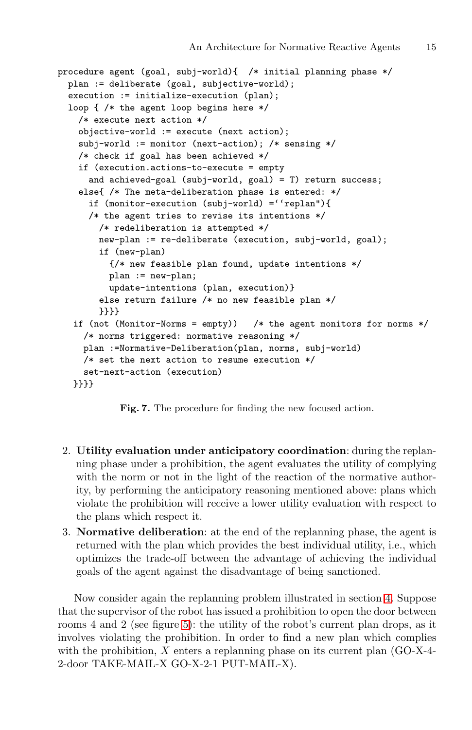```
procedure agent (goal, subj-world){  /* initial planning phase */
  plan := deliberate (goal, subjective-world);
  execution := initialize-execution (plan);
  loop { /* the agent loop begins here */
    /* execute next action */
    objective-world := execute (next action);
    subj-world := monitor (next-action); /* sensing */
    /* check if goal has been achieved */
    if (execution.actions-to-execute = empty
      and achieved-goal (subj-world, goal) = T) return success;
    else{ /* The meta-deliberation phase is entered: */
      if (monitor-execution (subj-world) =``replan"){
      /* the agent tries to revise its intentions */
        /* redeliberation is attempted */
        new-plan := re-deliberate (execution, subj-world, goal);
        if (new-plan)
          {/* new feasible plan found, update intentions */
          plan := new-plan;
          update-intentions (plan, execution)}
        else return failure /* no new feasible plan */
        }}}}
   if (not (Monitor-Norms = empty))   /* the agent monitors for norms */
     /* norms triggered: normative reasoning */
     plan :=Normative-Deliberation(plan, norms, subj-world)
     /* set the next action to resume execution */
     set-next-action (execution)
   }}}}
```

**Fig. 7.** The procedure for finding the new focused action.

2. **Utility evaluation under anticipatory coordination**: during the replanning phase under a prohibition, the agent evaluates the utility of complying with the norm or not in the light of the reaction of the normative authority, by performing the anticipatory reasoning mentioned above: plans which violate the prohibition will receive a lower utility evaluation with respect to the plans which respect it.
3. **Normative deliberation**: at the end of the replanning phase, the agent is returned with the plan which provides the best individual utility, i.e., which optimizes the trade-off between the advantage of achieving the individual goals of the agent against the disadvantage of being sanctioned.

Now consider again the replanning problem illustrated in section 4. Suppose that the supervisor of the robot has issued a prohibition to open the door between rooms 4 and 2 (see figure 5): the utility of the robot's current plan drops, as it involves violating the prohibition. In order to find a new plan which complies with the prohibition, $X$ enters a replanning phase on its current plan (GO-X-4-2-door TAKE-MAIL-X GO-X-2-1 PUT-MAIL-X).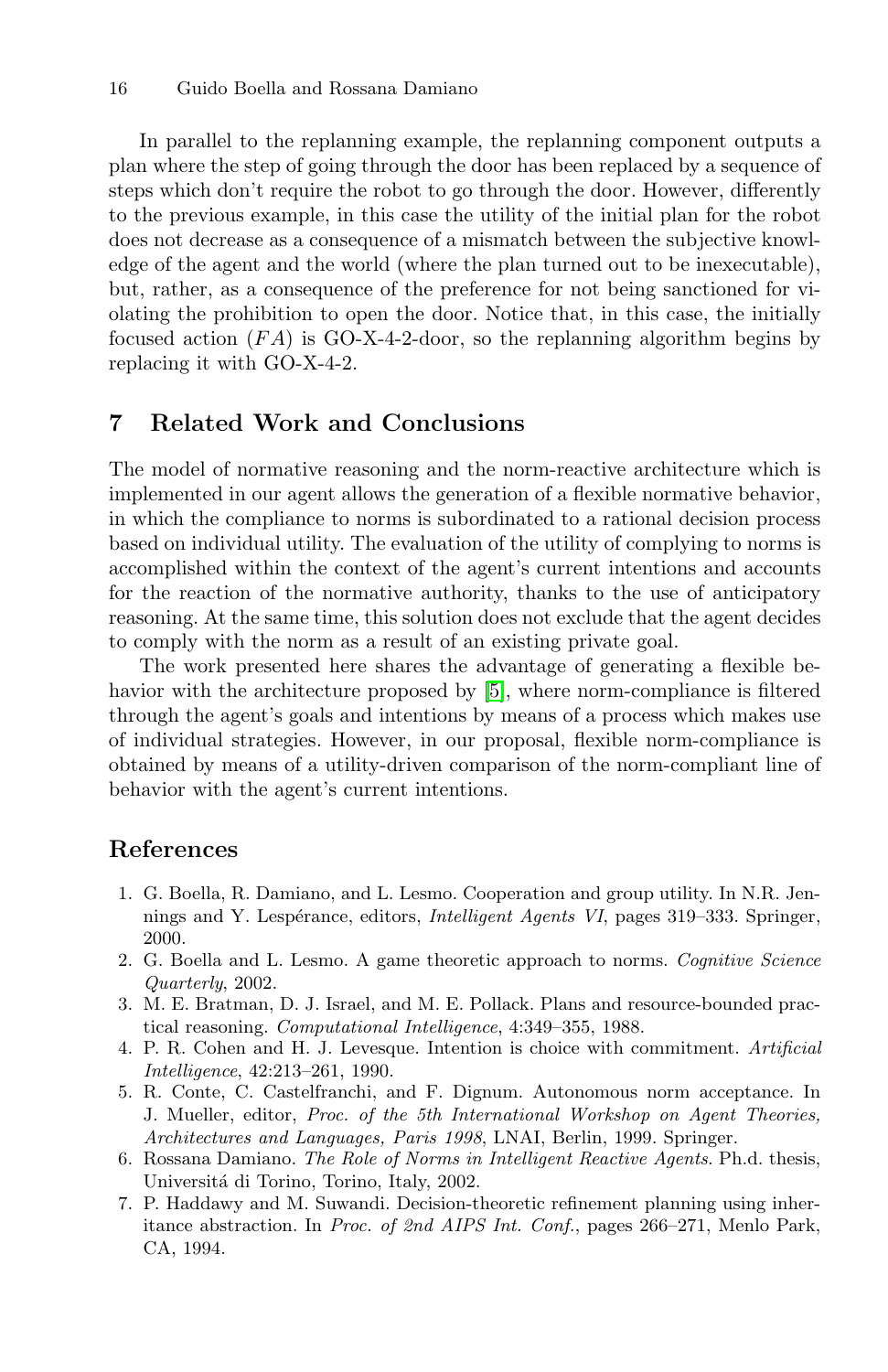In parallel to the replanning example, the replanning component outputs a plan where the step of going through the door has been replaced by a sequence of steps which don't require the robot to go through the door. However, differently to the previous example, in this case the utility of the initial plan for the robot does not decrease as a consequence of a mismatch between the subjective knowledge of the agent and the world (where the plan turned out to be inexecutable), but, rather, as a consequence of the preference for not being sanctioned for violating the prohibition to open the door. Notice that, in this case, the initially focused action ($FA$) is GO-X-4-2-door, so the replanning algorithm begins by replacing it with GO-X-4-2.

## 7 Related Work and Conclusions

The model of normative reasoning and the norm-reactive architecture which is implemented in our agent allows the generation of a flexible normative behavior, in which the compliance to norms is subordinated to a rational decision process based on individual utility. The evaluation of the utility of complying to norms is accomplished within the context of the agent's current intentions and accounts for the reaction of the normative authority, thanks to the use of anticipatory reasoning. At the same time, this solution does not exclude that the agent decides to comply with the norm as a result of an existing private goal.

The work presented here shares the advantage of generating a flexible behavior with the architecture proposed by [5], where norm-compliance is filtered through the agent's goals and intentions by means of a process which makes use of individual strategies. However, in our proposal, flexible norm-compliance is obtained by means of a utility-driven comparison of the norm-compliant line of behavior with the agent's current intentions.

## References

1. G. Boella, R. Damiano, and L. Lesmo. Cooperation and group utility. In N.R. Jennings and Y. Lespérance, editors, *Intelligent Agents VI*, pages 319–333. Springer, 2000.
2. G. Boella and L. Lesmo. A game theoretic approach to norms. *Cognitive Science Quarterly*, 2002.
3. M. E. Bratman, D. J. Israel, and M. E. Pollack. Plans and resource-bounded practical reasoning. *Computational Intelligence*, 4:349–355, 1988.
4. P. R. Cohen and H. J. Levesque. Intention is choice with commitment. *Artificial Intelligence*, 42:213–261, 1990.
5. R. Conte, C. Castelfranchi, and F. Dignum. Autonomous norm acceptance. In J. Mueller, editor, *Proc. of the 5th International Workshop on Agent Theories, Architectures and Languages, Paris 1998*, LNAI, Berlin, 1999. Springer.
6. Rossana Damiano. *The Role of Norms in Intelligent Reactive Agents.* Ph.d. thesis, Universitá di Torino, Torino, Italy, 2002.
7. P. Haddawy and M. Suwandi. Decision-theoretic refinement planning using inheritance abstraction. In *Proc. of 2nd AIPS Int. Conf.*, pages 266–271, Menlo Park, CA, 1994.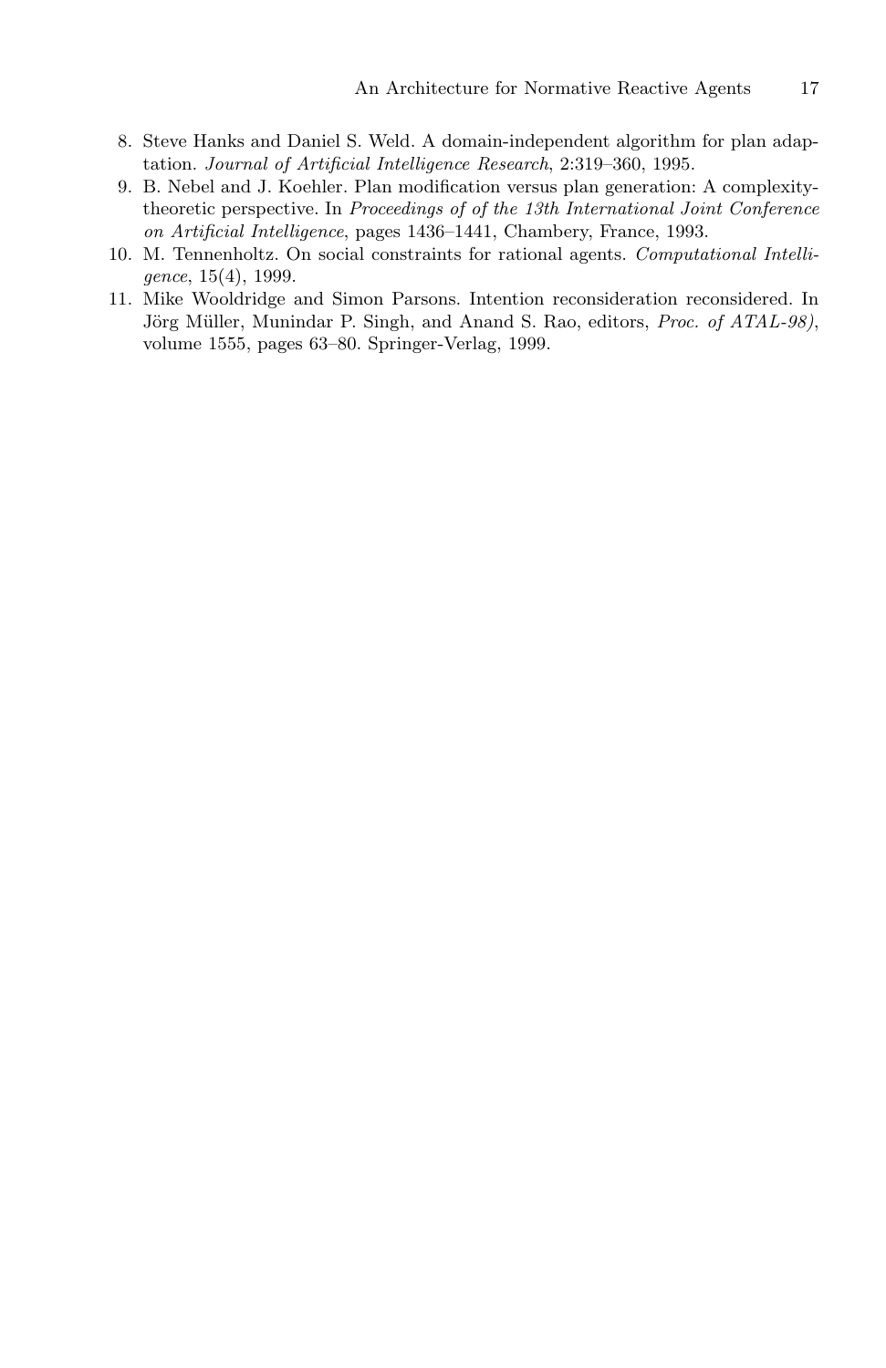8. Steve Hanks and Daniel S. Weld. A domain-independent algorithm for plan adaptation. *Journal of Artificial Intelligence Research*, 2:319–360, 1995.
9. B. Nebel and J. Koehler. Plan modification versus plan generation: A complexity-theoretic perspective. In *Proceedings of of the 13th International Joint Conference on Artificial Intelligence*, pages 1436–1441, Chambery, France, 1993.
10. M. Tennenholtz. On social constraints for rational agents. *Computational Intelligence*, 15(4), 1999.
11. Mike Wooldridge and Simon Parsons. Intention reconsideration reconsidered. In Jörg Müller, Munindar P. Singh, and Anand S. Rao, editors, *Proc. of ATAL-98)*, volume 1555, pages 63–80. Springer-Verlag, 1999.